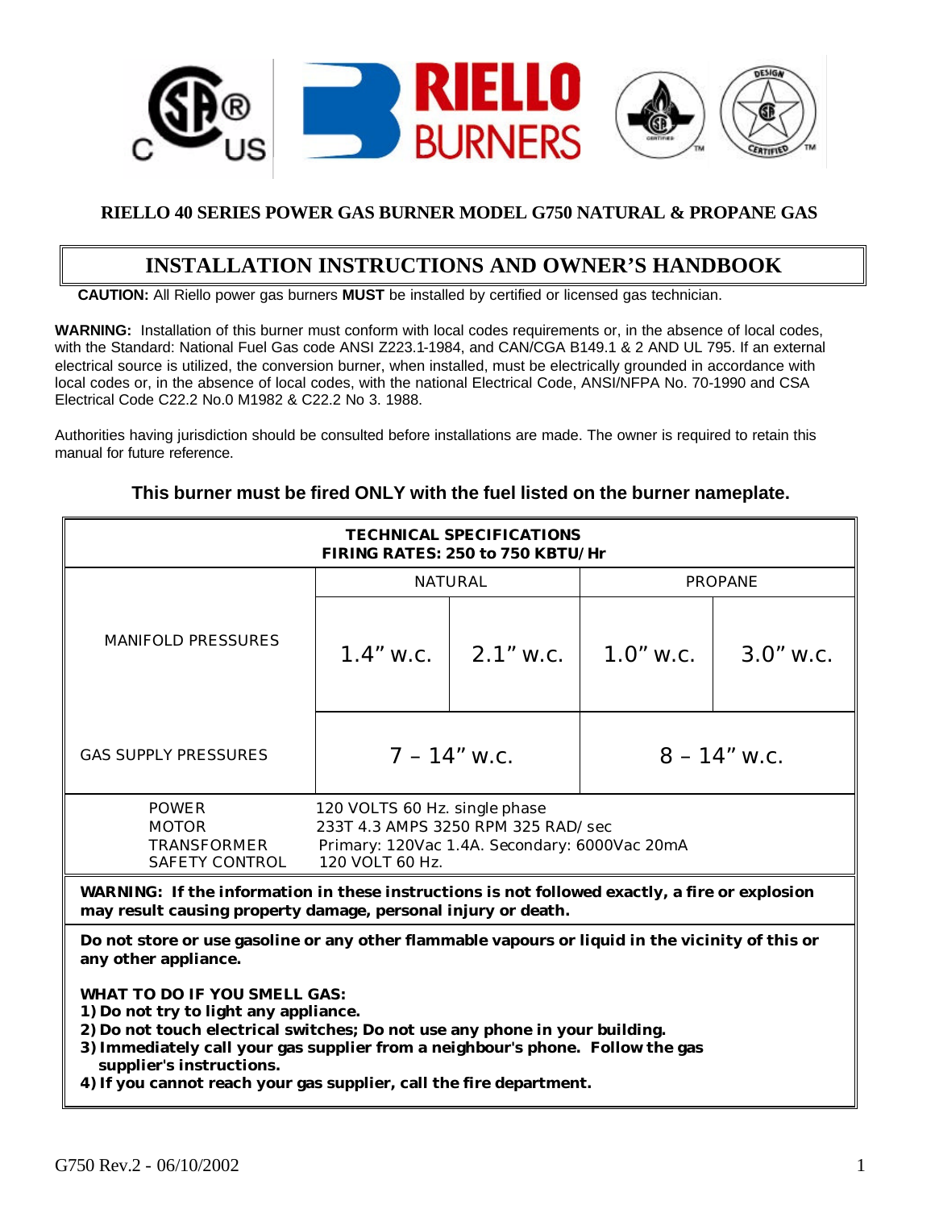**RIELLO 40 SERIES POWER GAS BURNER MODEL G750 NATURAL & PROPANE GAS**

# INSTALLATION INSTRUCTIONS AND OWNER'S HANDBOOK

**CAUTION:** All Riello power gas burners **MUST** be installed by certified or licensed gas technician.

**WARNING:** Installation of this burner must conform with local codes requirements or, in the absence of local codes, with the Standard: National Fuel Gas code ANSI Z223.1-1984, and CAN/CGA B149.1 & 2 AND UL 795. If an external electrical source is utilized, the conversion burner, when installed, must be electrically grounded in accordance with local codes or, in the absence of local codes, with the national Electrical Code, ANSI/NFPA No. 70-1990 and CSA Electrical Code C22.2 No.0 M1982 & C22.2 No 3. 1988.

Authorities having jurisdiction should be consulted before installations are made. The owner is required to retain this manual for future reference.

**This burner must be fired ONLY with the fuel listed on the burner nameplate.**

| TECHNICAL SPECIFICATIONS<br>FIRING RATES: 250 to 750 KBTU/Hr | | | | |
|---|---|---|---|---|
| | NATURAL | | PROPANE | |
| MANIFOLD PRESSURES | 1.4" w.c. | 2.1" w.c. | 1.0" w.c. | 3.0" w.c. |
| GAS SUPPLY PRESSURES | 7 – 14" w.c. | | 8 – 14" w.c. | |
| POWER | 120 VOLTS 60 Hz. single phase | | | |
| MOTOR | 233T 4.3 AMPS 3250 RPM 325 RAD/sec | | | |
| TRANSFORMER | Primary: 120Vac 1.4A. Secondary: 6000Vac 20mA | | | |
| SAFETY CONTROL | 120 VOLT 60 Hz. | | | |

**WARNING: If the information in these instructions is not followed exactly, a fire or explosion may result causing property damage, personal injury or death.**

**Do not store or use gasoline or any other flammable vapours or liquid in the vicinity of this or any other appliance.**

**WHAT TO DO IF YOU SMELL GAS:**
1) **Do not try to light any appliance.**
2) **Do not touch electrical switches; Do not use any phone in your building.**
3) **Immediately call your gas supplier from a neighbour's phone. Follow the gas supplier's instructions.**
4) **If you cannot reach your gas supplier, call the fire department.**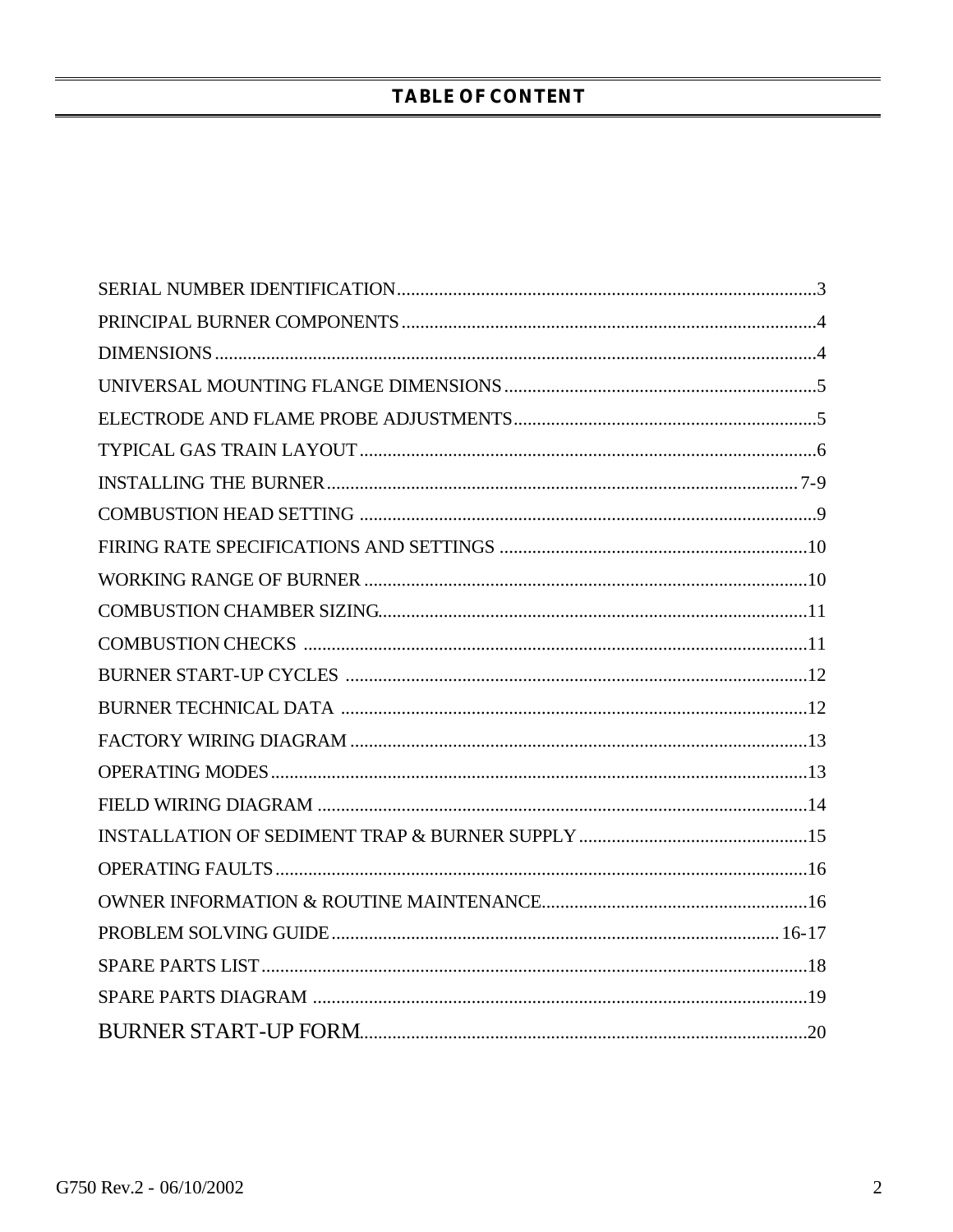# TABLE OF CONTENT

| | |
|---|---|
| SERIAL NUMBER IDENTIFICATION | 3 |
| PRINCIPAL BURNER COMPONENTS | 4 |
| DIMENSIONS | 4 |
| UNIVERSAL MOUNTING FLANGE DIMENSIONS | 5 |
| ELECTRODE AND FLAME PROBE ADJUSTMENTS | 5 |
| TYPICAL GAS TRAIN LAYOUT | 6 |
| INSTALLING THE BURNER | 7-9 |
| COMBUSTION HEAD SETTING | 9 |
| FIRING RATE SPECIFICATIONS AND SETTINGS | 10 |
| WORKING RANGE OF BURNER | 10 |
| COMBUSTION CHAMBER SIZING | 11 |
| COMBUSTION CHECKS | 11 |
| BURNER START-UP CYCLES | 12 |
| BURNER TECHNICAL DATA | 12 |
| FACTORY WIRING DIAGRAM | 13 |
| OPERATING MODES | 13 |
| FIELD WIRING DIAGRAM | 14 |
| INSTALLATION OF SEDIMENT TRAP & BURNER SUPPLY | 15 |
| OPERATING FAULTS | 16 |
| OWNER INFORMATION & ROUTINE MAINTENANCE | 16 |
| PROBLEM SOLVING GUIDE | 16-17 |
| SPARE PARTS LIST | 18 |
| SPARE PARTS DIAGRAM | 19 |
| BURNER START-UP FORM | 20 |

G750 Rev.2 - 06/10/2002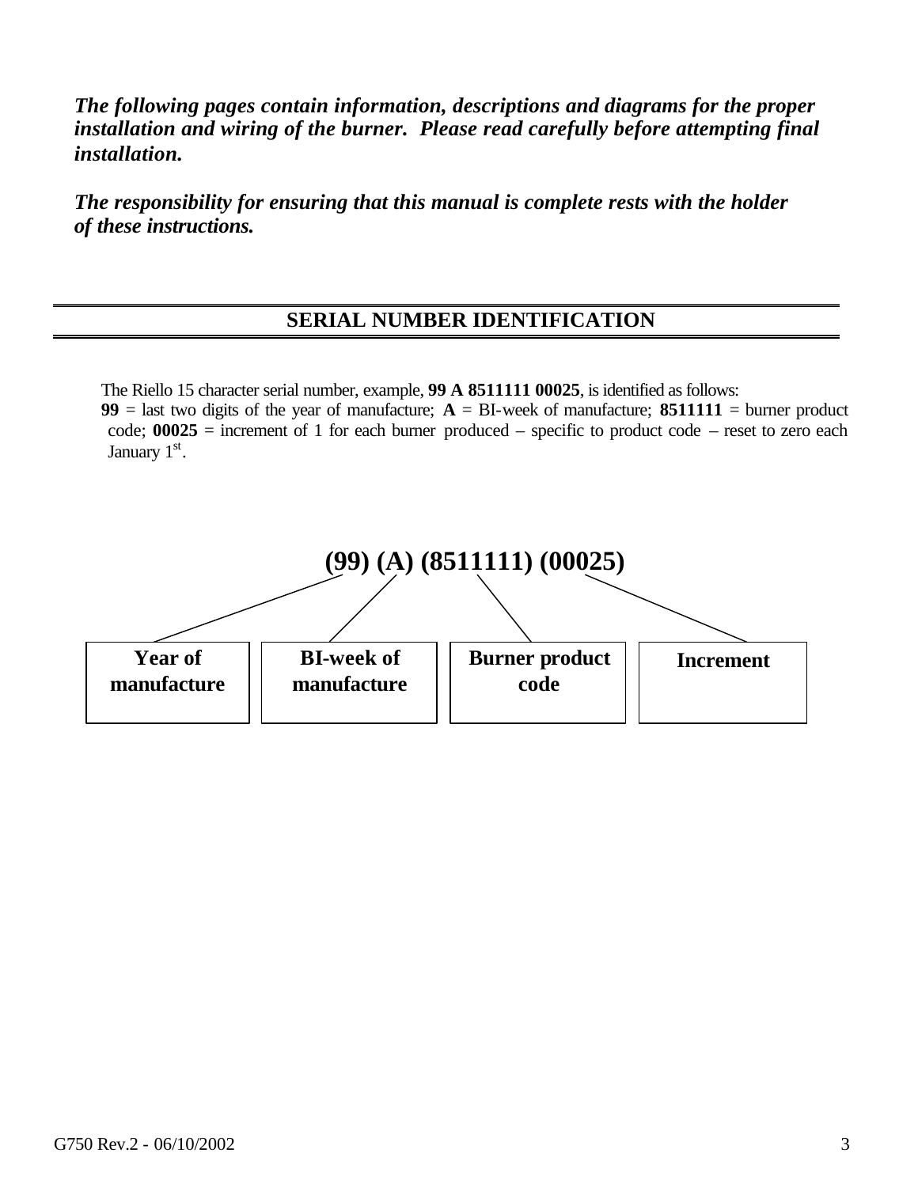***The following pages contain information, descriptions and diagrams for the proper installation and wiring of the burner. Please read carefully before attempting final installation.***

***The responsibility for ensuring that this manual is complete rests with the holder of these instructions.***

## SERIAL NUMBER IDENTIFICATION

The Riello 15 character serial number, example, **99 A 8511111 00025**, is identified as follows:
**99** = last two digits of the year of manufacture; **A** = BI-week of manufacture; **8511111** = burner product code; **00025** = increment of 1 for each burner produced – specific to product code – reset to zero each January 1st.

**(99) (A) (8511111) (00025)**

| Year of manufacture | BI-week of manufacture | Burner product code | Increment |
|---|---|---|---|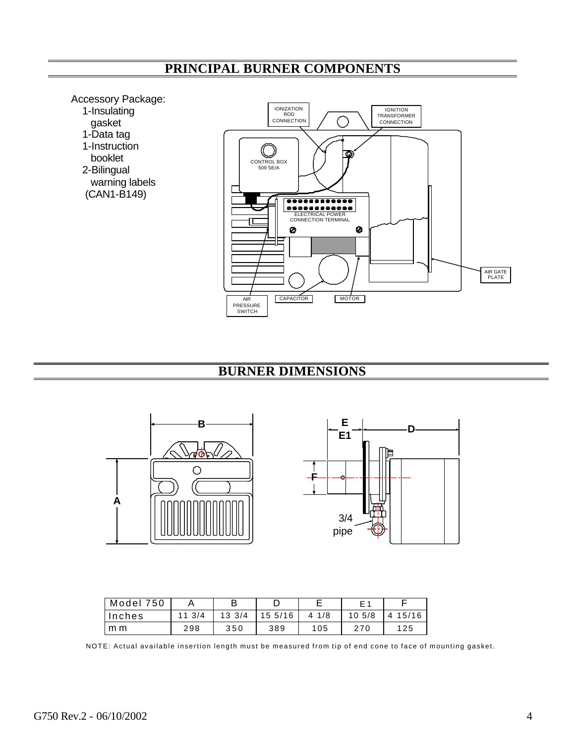# PRINCIPAL BURNER COMPONENTS

Accessory Package:
- 1-Insulating gasket
- 1-Data tag
- 1-Instruction booklet
- 2-Bilingual warning labels (CAN1-B149)

IONIZATION ROD CONNECTION

IGNITION TRANSFORMER CONNECTION

CONTROL BOX 509 SE/A

ELECTRICAL POWER CONNECTION TERMINAL

AIR GATE PLATE

AIR PRESSURE SWITCH

CAPACITOR

MOTOR

# BURNER DIMENSIONS

3/4 pipe

| Model 750 | A | B | D | E | E1 | F |
|---|---|---|---|---|---|---|
| Inches | 11 3/4 | 13 3/4 | 15 5/16 | 4 1/8 | 10 5/8 | 4 15/16 |
| m m | 298 | 350 | 389 | 105 | 270 | 125 |

NOTE: Actual available insertion length must be measured from tip of end cone to face of mounting gasket.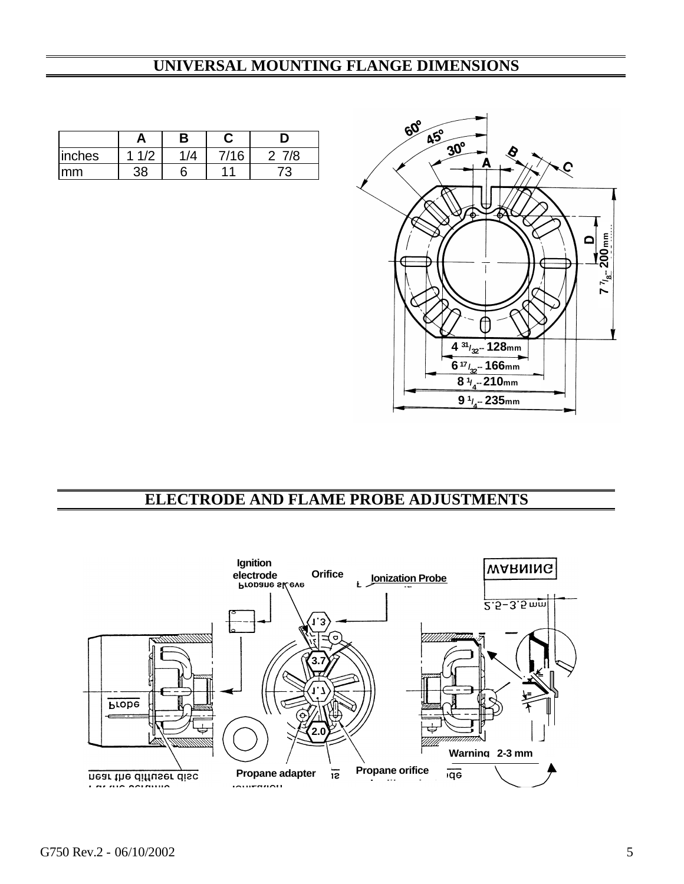# UNIVERSAL MOUNTING FLANGE DIMENSIONS

| | A | B | C | D |
|---|---|---|---|---|
| inches | 1 1/2 | 1/4 | 7/16 | 2 7/8 |
| mm | 38 | 6 | 11 | 73 |

# ELECTRODE AND FLAME PROBE ADJUSTMENTS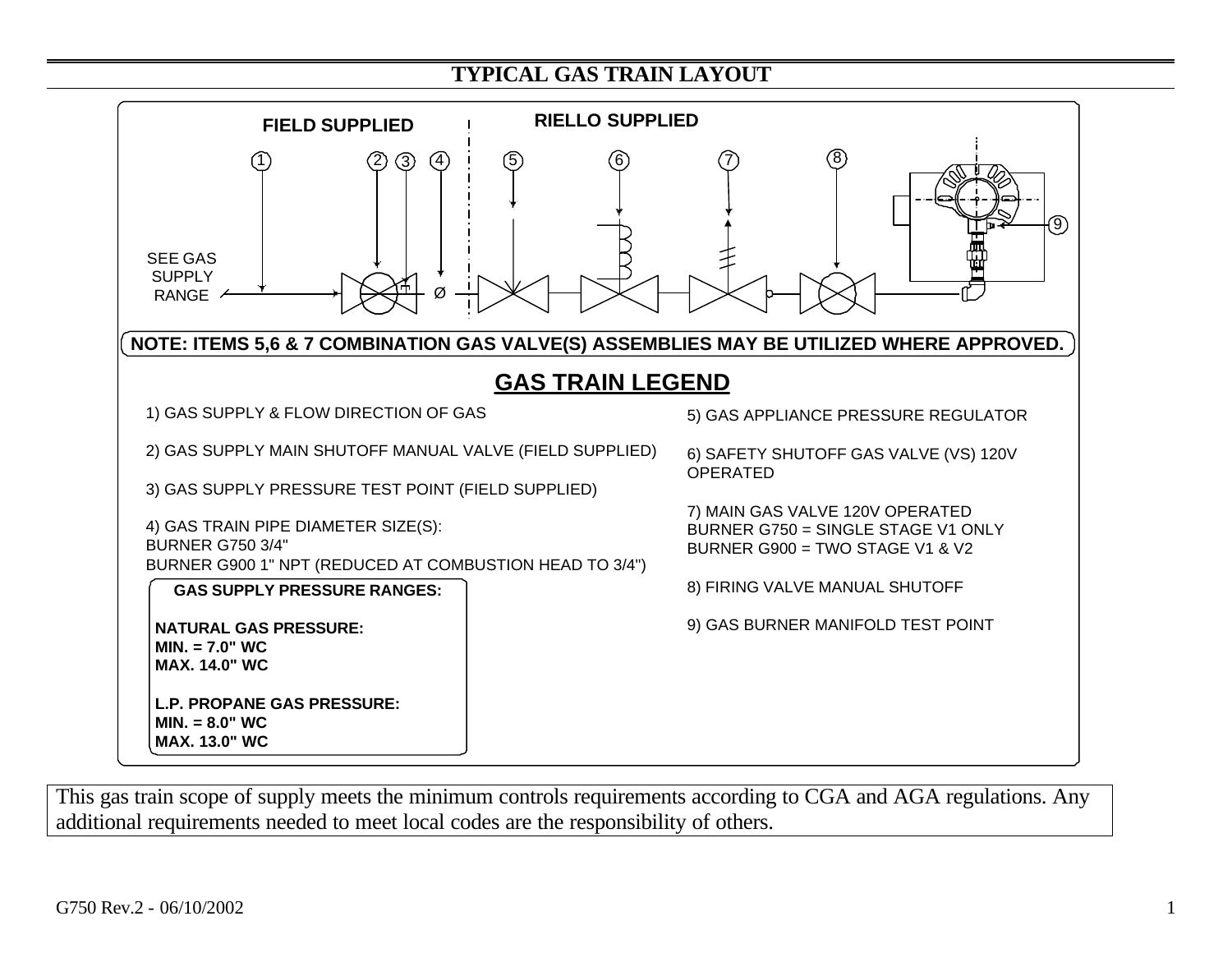## TYPICAL GAS TRAIN LAYOUT

**FIELD SUPPLIED** | **RIELLO SUPPLIED**

SEE GAS SUPPLY RANGE

**NOTE: ITEMS 5,6 & 7 COMBINATION GAS VALVE(S) ASSEMBLIES MAY BE UTILIZED WHERE APPROVED.**

## GAS TRAIN LEGEND

1) GAS SUPPLY & FLOW DIRECTION OF GAS

2) GAS SUPPLY MAIN SHUTOFF MANUAL VALVE (FIELD SUPPLIED)

3) GAS SUPPLY PRESSURE TEST POINT (FIELD SUPPLIED)

4) GAS TRAIN PIPE DIAMETER SIZE(S):
BURNER G750 3/4"
BURNER G900 1" NPT (REDUCED AT COMBUSTION HEAD TO 3/4")

**GAS SUPPLY PRESSURE RANGES:**

**NATURAL GAS PRESSURE:**
**MIN. = 7.0" WC**
**MAX. 14.0" WC**

**L.P. PROPANE GAS PRESSURE:**
**MIN. = 8.0" WC**
**MAX. 13.0" WC**

5) GAS APPLIANCE PRESSURE REGULATOR

6) SAFETY SHUTOFF GAS VALVE (VS) 120V OPERATED

7) MAIN GAS VALVE 120V OPERATED
BURNER G750 = SINGLE STAGE V1 ONLY
BURNER G900 = TWO STAGE V1 & V2

8) FIRING VALVE MANUAL SHUTOFF

9) GAS BURNER MANIFOLD TEST POINT

This gas train scope of supply meets the minimum controls requirements according to CGA and AGA regulations. Any additional requirements needed to meet local codes are the responsibility of others.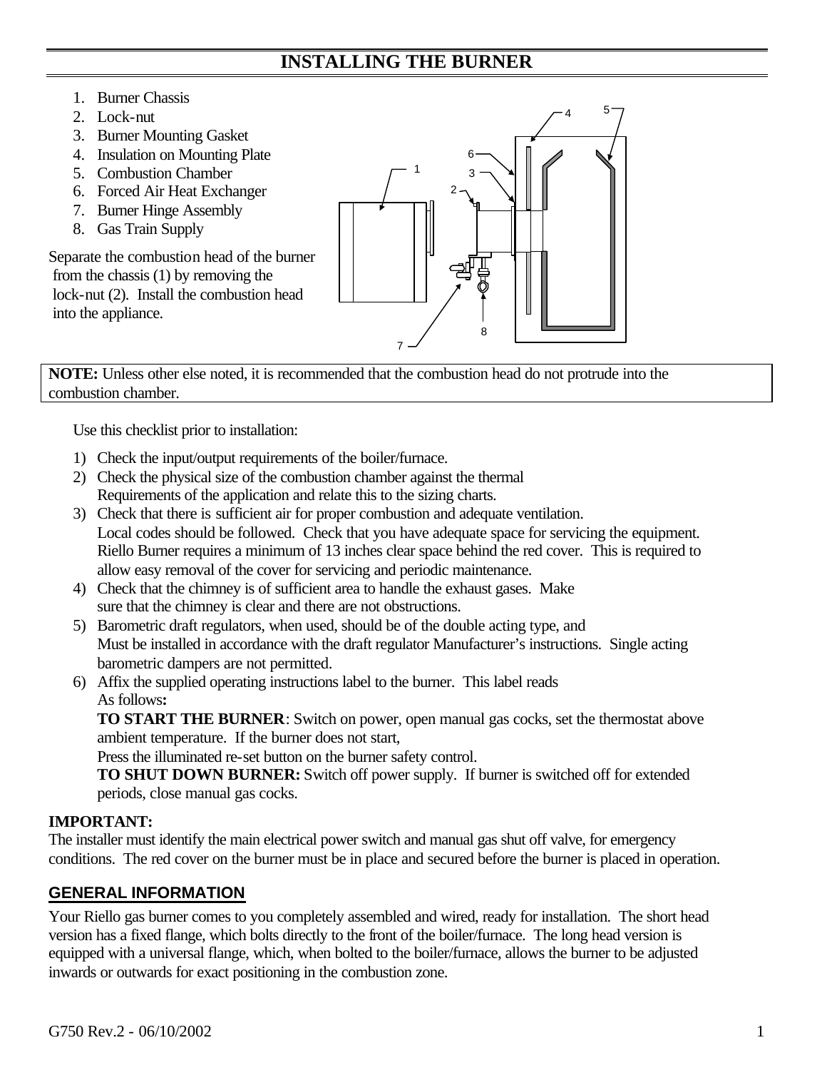# INSTALLING THE BURNER

1. Burner Chassis
2. Lock-nut
3. Burner Mounting Gasket
4. Insulation on Mounting Plate
5. Combustion Chamber
6. Forced Air Heat Exchanger
7. Burner Hinge Assembly
8. Gas Train Supply

Separate the combustion head of the burner from the chassis (1) by removing the lock-nut (2). Install the combustion head into the appliance.

**NOTE:** Unless other else noted, it is recommended that the combustion head do not protrude into the combustion chamber.

Use this checklist prior to installation:

1) Check the input/output requirements of the boiler/furnace.
2) Check the physical size of the combustion chamber against the thermal Requirements of the application and relate this to the sizing charts.
3) Check that there is sufficient air for proper combustion and adequate ventilation. Local codes should be followed. Check that you have adequate space for servicing the equipment. Riello Burner requires a minimum of 13 inches clear space behind the red cover. This is required to allow easy removal of the cover for servicing and periodic maintenance.
4) Check that the chimney is of sufficient area to handle the exhaust gases. Make sure that the chimney is clear and there are not obstructions.
5) Barometric draft regulators, when used, should be of the double acting type, and Must be installed in accordance with the draft regulator Manufacturer's instructions. Single acting barometric dampers are not permitted.
6) Affix the supplied operating instructions label to the burner. This label reads As follows**:**
   **TO START THE BURNER**: Switch on power, open manual gas cocks, set the thermostat above ambient temperature. If the burner does not start,
   Press the illuminated re-set button on the burner safety control.
   **TO SHUT DOWN BURNER:** Switch off power supply. If burner is switched off for extended periods, close manual gas cocks.

**IMPORTANT:**
The installer must identify the main electrical power switch and manual gas shut off valve, for emergency conditions. The red cover on the burner must be in place and secured before the burner is placed in operation.

## GENERAL INFORMATION

Your Riello gas burner comes to you completely assembled and wired, ready for installation. The short head version has a fixed flange, which bolts directly to the front of the boiler/furnace. The long head version is equipped with a universal flange, which, when bolted to the boiler/furnace, allows the burner to be adjusted inwards or outwards for exact positioning in the combustion zone.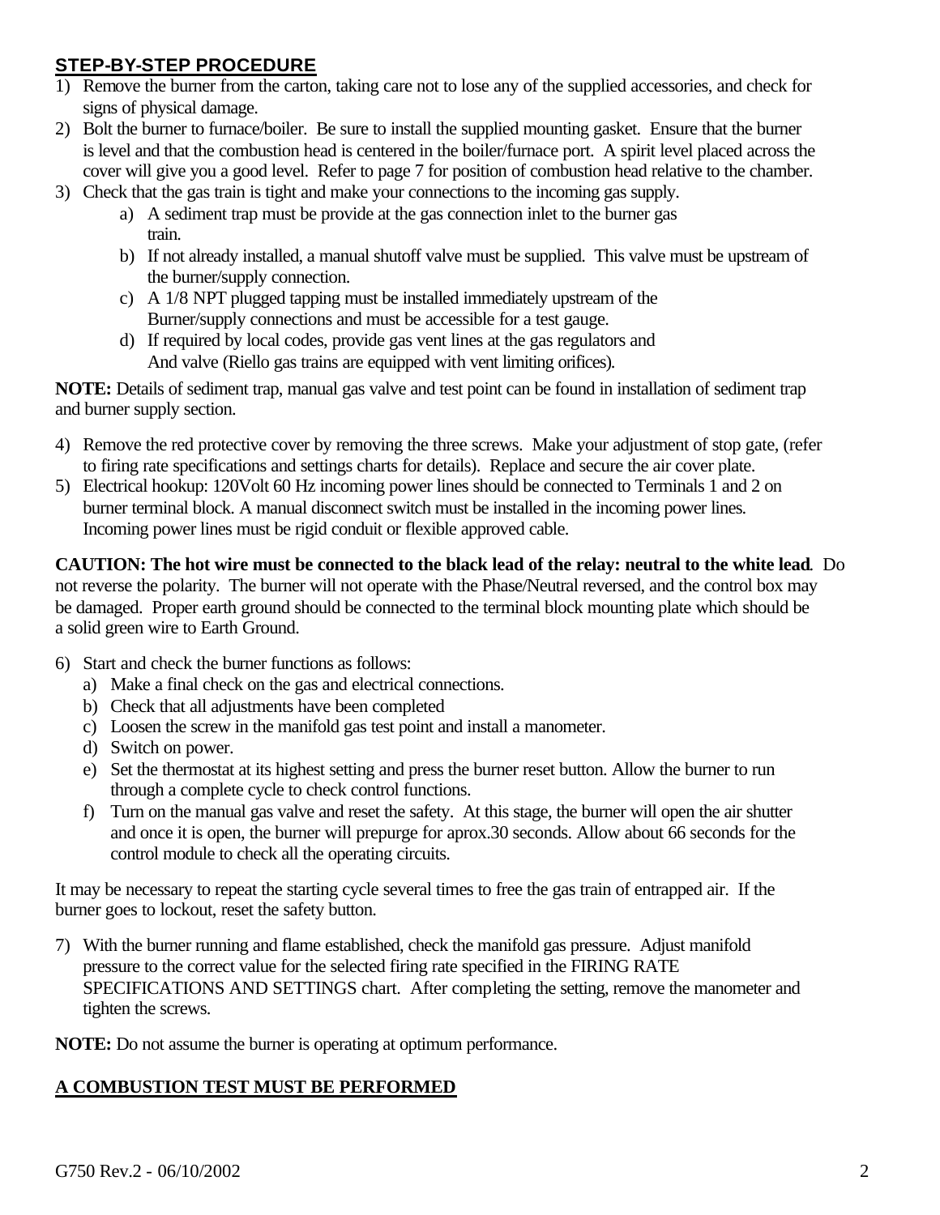## STEP-BY-STEP PROCEDURE

1) Remove the burner from the carton, taking care not to lose any of the supplied accessories, and check for signs of physical damage.
2) Bolt the burner to furnace/boiler. Be sure to install the supplied mounting gasket. Ensure that the burner is level and that the combustion head is centered in the boiler/furnace port. A spirit level placed across the cover will give you a good level. Refer to page 7 for position of combustion head relative to the chamber.
3) Check that the gas train is tight and make your connections to the incoming gas supply.
   a) A sediment trap must be provide at the gas connection inlet to the burner gas train.
   b) If not already installed, a manual shutoff valve must be supplied. This valve must be upstream of the burner/supply connection.
   c) A 1/8 NPT plugged tapping must be installed immediately upstream of the Burner/supply connections and must be accessible for a test gauge.
   d) If required by local codes, provide gas vent lines at the gas regulators and And valve (Riello gas trains are equipped with vent limiting orifices).

**NOTE:** Details of sediment trap, manual gas valve and test point can be found in installation of sediment trap and burner supply section.

4) Remove the red protective cover by removing the three screws. Make your adjustment of stop gate, (refer to firing rate specifications and settings charts for details). Replace and secure the air cover plate.
5) Electrical hookup: 120Volt 60 Hz incoming power lines should be connected to Terminals 1 and 2 on burner terminal block. A manual disconnect switch must be installed in the incoming power lines. Incoming power lines must be rigid conduit or flexible approved cable.

**CAUTION: The hot wire must be connected to the black lead of the relay: neutral to the white lead**. Do not reverse the polarity. The burner will not operate with the Phase/Neutral reversed, and the control box may be damaged. Proper earth ground should be connected to the terminal block mounting plate which should be a solid green wire to Earth Ground.

6) Start and check the burner functions as follows:
   a) Make a final check on the gas and electrical connections.
   b) Check that all adjustments have been completed
   c) Loosen the screw in the manifold gas test point and install a manometer.
   d) Switch on power.
   e) Set the thermostat at its highest setting and press the burner reset button. Allow the burner to run through a complete cycle to check control functions.
   f) Turn on the manual gas valve and reset the safety. At this stage, the burner will open the air shutter and once it is open, the burner will prepurge for aprox.30 seconds. Allow about 66 seconds for the control module to check all the operating circuits.

It may be necessary to repeat the starting cycle several times to free the gas train of entrapped air. If the burner goes to lockout, reset the safety button.

7) With the burner running and flame established, check the manifold gas pressure. Adjust manifold pressure to the correct value for the selected firing rate specified in the FIRING RATE SPECIFICATIONS AND SETTINGS chart. After completing the setting, remove the manometer and tighten the screws.

**NOTE:** Do not assume the burner is operating at optimum performance.

**A COMBUSTION TEST MUST BE PERFORMED**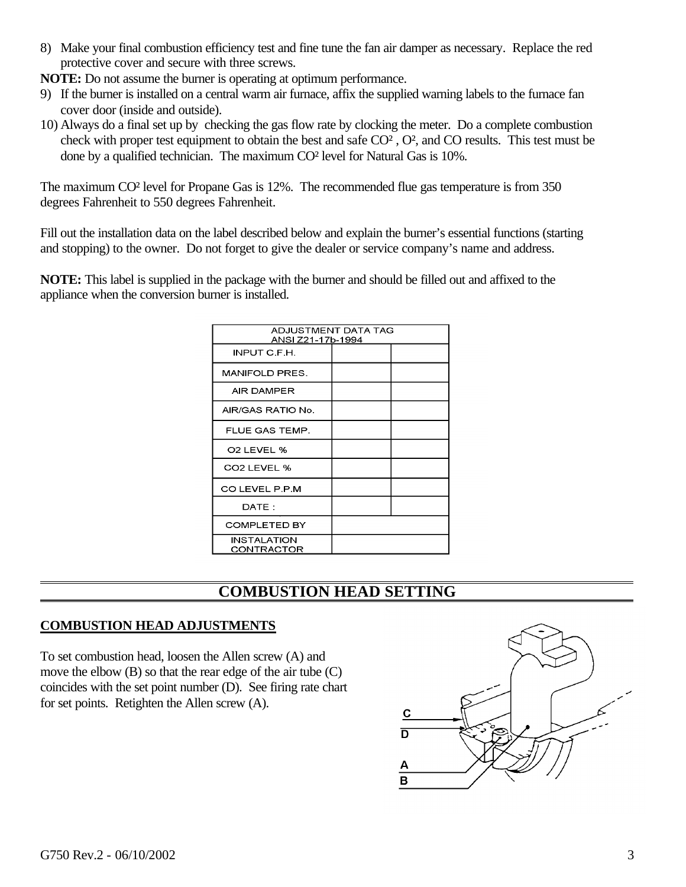8) Make your final combustion efficiency test and fine tune the fan air damper as necessary. Replace the red protective cover and secure with three screws.

**NOTE:** Do not assume the burner is operating at optimum performance.

9) If the burner is installed on a central warm air furnace, affix the supplied warning labels to the furnace fan cover door (inside and outside).
10) Always do a final set up by checking the gas flow rate by clocking the meter. Do a complete combustion check with proper test equipment to obtain the best and safe $CO^2$ , $O^2$, and CO results. This test must be done by a qualified technician. The maximum $CO^2$ level for Natural Gas is 10%.

The maximum $CO^2$ level for Propane Gas is 12%. The recommended flue gas temperature is from 350 degrees Fahrenheit to 550 degrees Fahrenheit.

Fill out the installation data on the label described below and explain the burner's essential functions (starting and stopping) to the owner. Do not forget to give the dealer or service company's name and address.

**NOTE:** This label is supplied in the package with the burner and should be filled out and affixed to the appliance when the conversion burner is installed.

| ADJUSTMENT DATA TAG ANSI Z21-17b-1994 | | |
|---|---|---|
| INPUT C.F.H. | | |
| MANIFOLD PRES. | | |
| AIR DAMPER | | |
| AIR/GAS RATIO No. | | |
| FLUE GAS TEMP. | | |
| O2 LEVEL % | | |
| CO2 LEVEL % | | |
| CO LEVEL P.P.M | | |
| DATE : | | |
| COMPLETED BY | | |
| INSTALATION CONTRACTOR | | |

## COMBUSTION HEAD SETTING

### COMBUSTION HEAD ADJUSTMENTS

To set combustion head, loosen the Allen screw (A) and move the elbow (B) so that the rear edge of the air tube (C) coincides with the set point number (D). See firing rate chart for set points. Retighten the Allen screw (A).

C
D
A
B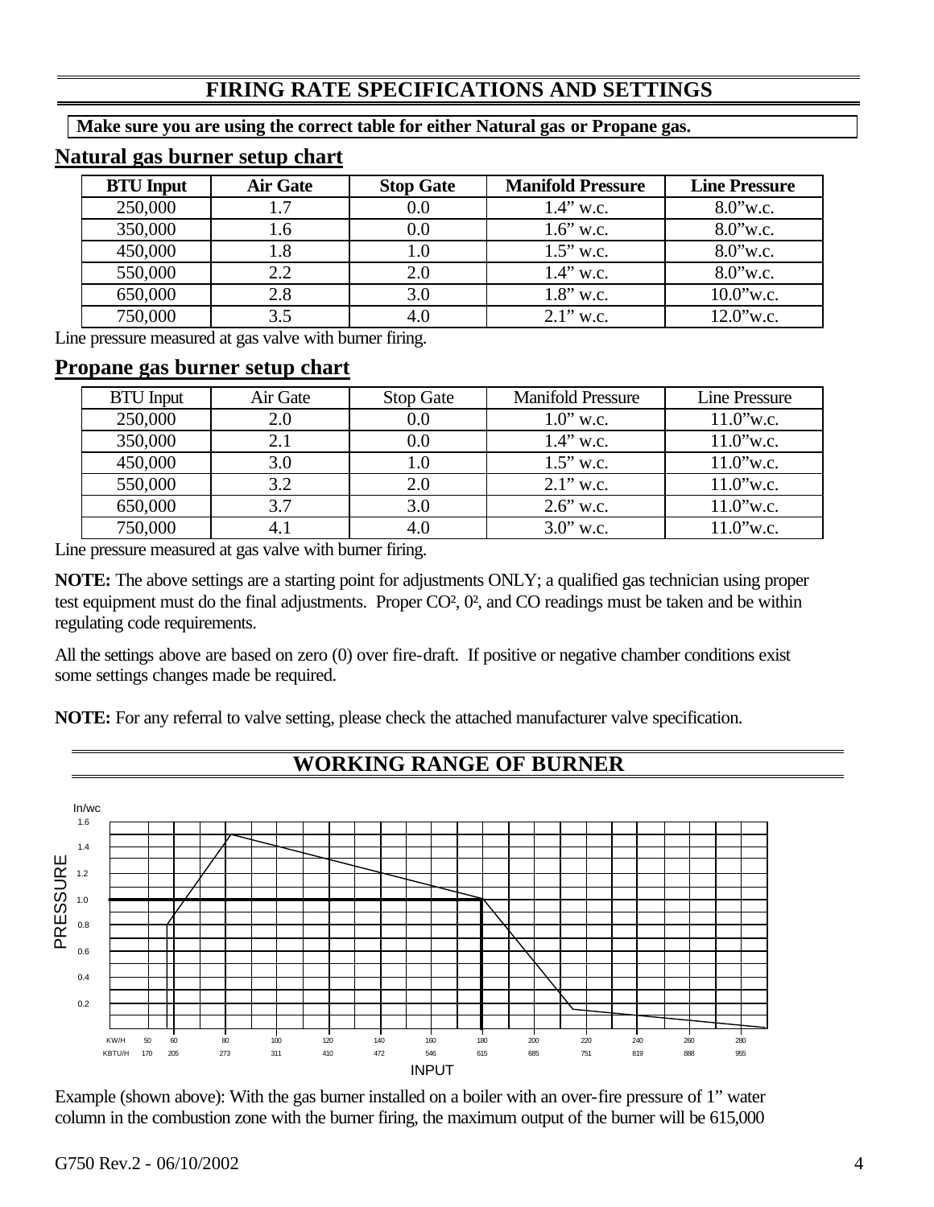## FIRING RATE SPECIFICATIONS AND SETTINGS

**Make sure you are using the correct table for either Natural gas or Propane gas.**

### Natural gas burner setup chart

| BTU Input | Air Gate | Stop Gate | Manifold Pressure | Line Pressure |
|---|---|---|---|---|
| 250,000 | 1.7 | 0.0 | 1.4” w.c. | 8.0”w.c. |
| 350,000 | 1.6 | 0.0 | 1.6” w.c. | 8.0”w.c. |
| 450,000 | 1.8 | 1.0 | 1.5” w.c. | 8.0”w.c. |
| 550,000 | 2.2 | 2.0 | 1.4” w.c. | 8.0”w.c. |
| 650,000 | 2.8 | 3.0 | 1.8” w.c. | 10.0”w.c. |
| 750,000 | 3.5 | 4.0 | 2.1” w.c. | 12.0”w.c. |

Line pressure measured at gas valve with burner firing.

### Propane gas burner setup chart

| BTU Input | Air Gate | Stop Gate | Manifold Pressure | Line Pressure |
|---|---|---|---|---|
| 250,000 | 2.0 | 0.0 | 1.0” w.c. | 11.0”w.c. |
| 350,000 | 2.1 | 0.0 | 1.4” w.c. | 11.0”w.c. |
| 450,000 | 3.0 | 1.0 | 1.5” w.c. | 11.0”w.c. |
| 550,000 | 3.2 | 2.0 | 2.1” w.c. | 11.0”w.c. |
| 650,000 | 3.7 | 3.0 | 2.6” w.c. | 11.0”w.c. |
| 750,000 | 4.1 | 4.0 | 3.0” w.c. | 11.0”w.c. |

Line pressure measured at gas valve with burner firing.

**NOTE:** The above settings are a starting point for adjustments ONLY; a qualified gas technician using proper test equipment must do the final adjustments. Proper $CO^2$, $0^2$, and CO readings must be taken and be within regulating code requirements.

All the settings above are based on zero (0) over fire-draft. If positive or negative chamber conditions exist some settings changes made be required.

**NOTE:** For any referral to valve setting, please check the attached manufacturer valve specification.

## WORKING RANGE OF BURNER

In/wc

PRESSURE

1.6 1.4 1.2 1.0 0.8 0.6 0.4 0.2

| KW/H | 50 | 60 | 80 | 100 | 120 | 140 | 160 | 180 | 200 | 220 | 240 | 260 | 280 |
|---|---|---|---|---|---|---|---|---|---|---|---|---|---|
| KBTU/H | 170 | 205 | 273 | 311 | 410 | 472 | 546 | 615 | 685 | 751 | 819 | 888 | 955 |

INPUT

Example (shown above): With the gas burner installed on a boiler with an over-fire pressure of 1” water column in the combustion zone with the burner firing, the maximum output of the burner will be 615,000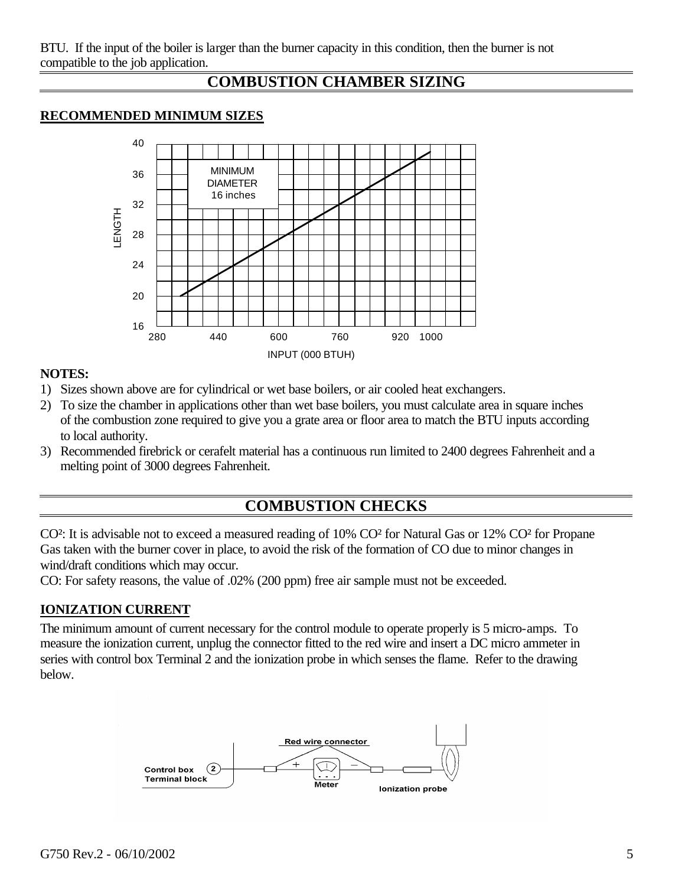BTU. If the input of the boiler is larger than the burner capacity in this condition, then the burner is not compatible to the job application.

## COMBUSTION CHAMBER SIZING

### RECOMMENDED MINIMUM SIZES

**NOTES:**

1) Sizes shown above are for cylindrical or wet base boilers, or air cooled heat exchangers.
2) To size the chamber in applications other than wet base boilers, you must calculate area in square inches of the combustion zone required to give you a grate area or floor area to match the BTU inputs according to local authority.
3) Recommended firebrick or cerafelt material has a continuous run limited to 2400 degrees Fahrenheit and a melting point of 3000 degrees Fahrenheit.

## COMBUSTION CHECKS

$CO^2$: It is advisable not to exceed a measured reading of 10% $CO^2$ for Natural Gas or 12% $CO^2$ for Propane Gas taken with the burner cover in place, to avoid the risk of the formation of CO due to minor changes in wind/draft conditions which may occur.

CO: For safety reasons, the value of .02% (200 ppm) free air sample must not be exceeded.

### IONIZATION CURRENT

The minimum amount of current necessary for the control module to operate properly is 5 micro-amps. To measure the ionization current, unplug the connector fitted to the red wire and insert a DC micro ammeter in series with control box Terminal 2 and the ionization probe in which senses the flame. Refer to the drawing below.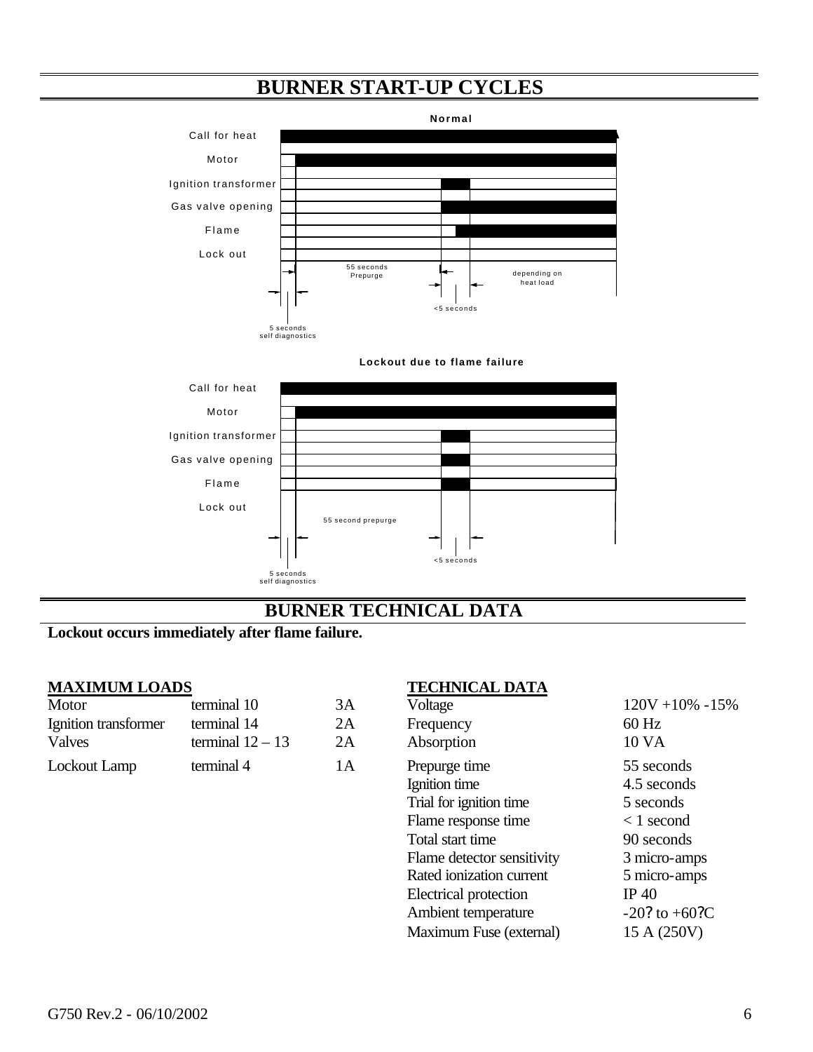## BURNER START-UP CYCLES

**Normal**

Call for heat

Motor

Ignition transformer

Gas valve opening

Flame

Lock out

55 seconds Prepurge

depending on heat load

<5 seconds

5 seconds self diagnostics

**Lockout due to flame failure**

Call for heat

Motor

Ignition transformer

Gas valve opening

Flame

Lock out

55 second prepurge

<5 seconds

5 seconds self diagnostics

## BURNER TECHNICAL DATA

**Lockout occurs immediately after flame failure.**

**MAXIMUM LOADS**

| | | |
|---|---|---|
| Motor | terminal 10 | 3A |
| Ignition transformer | terminal 14 | 2A |
| Valves | terminal 12 – 13 | 2A |
| Lockout Lamp | terminal 4 | 1A |

**TECHNICAL DATA**

| | |
|---|---|
| Voltage | 120V +10% -15% |
| Frequency | 60 Hz |
| Absorption | 10 VA |
| Prepurge time | 55 seconds |
| Ignition time | 4.5 seconds |
| Trial for ignition time | 5 seconds |
| Flame response time | < 1 second |
| Total start time | 90 seconds |
| Flame detector sensitivity | 3 micro-amps |
| Rated ionization current | 5 micro-amps |
| Electrical protection | IP 40 |
| Ambient temperature | -20? to +60?C |
| Maximum Fuse (external) | 15 A (250V) |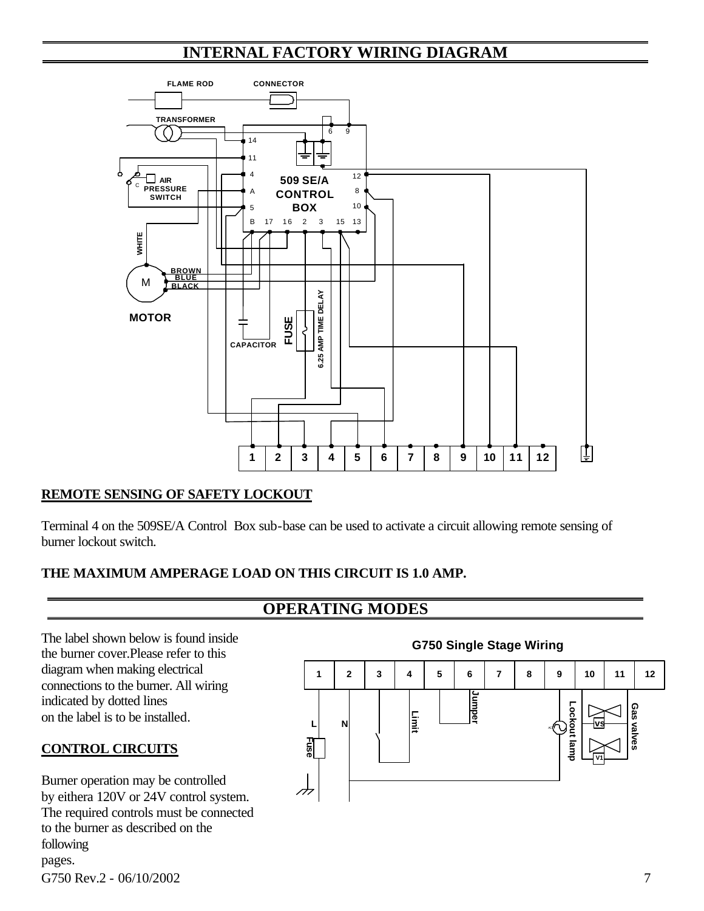## INTERNAL FACTORY WIRING DIAGRAM

FLAME ROD

CONNECTOR

TRANSFORMER

AIR PRESSURE SWITCH

509 SE/A CONTROL BOX

WHITE

BROWN

BLUE

BLACK

MOTOR

CAPACITOR

FUSE

6.25 AMP TIME DELAY

| 1 | 2 | 3 | 4 | 5 | 6 | 7 | 8 | 9 | 10 | 11 | 12 |
|---|---|---|---|---|---|---|---|---|---|---|---|

**REMOTE SENSING OF SAFETY LOCKOUT**

Terminal 4 on the 509SE/A Control Box sub-base can be used to activate a circuit allowing remote sensing of burner lockout switch.

**THE MAXIMUM AMPERAGE LOAD ON THIS CIRCUIT IS 1.0 AMP.**

## OPERATING MODES

The label shown below is found inside the burner cover.Please refer to this diagram when making electrical connections to the burner. All wiring indicated by dotted lines on the label is to be installed.

**CONTROL CIRCUITS**

Burner operation may be controlled by eithera 120V or 24V control system. The required controls must be connected to the burner as described on the following pages.

**G750 Single Stage Wiring**

| 1 | 2 | 3 | 4 | 5 | 6 | 7 | 8 | 9 | 10 | 11 | 12 |
|---|---|---|---|---|---|---|---|---|---|---|---|

L, N, Fuse, Limit, Jumper, Lockout lamp, VS, V1, Gas valves

G750 Rev.2 - 06/10/2002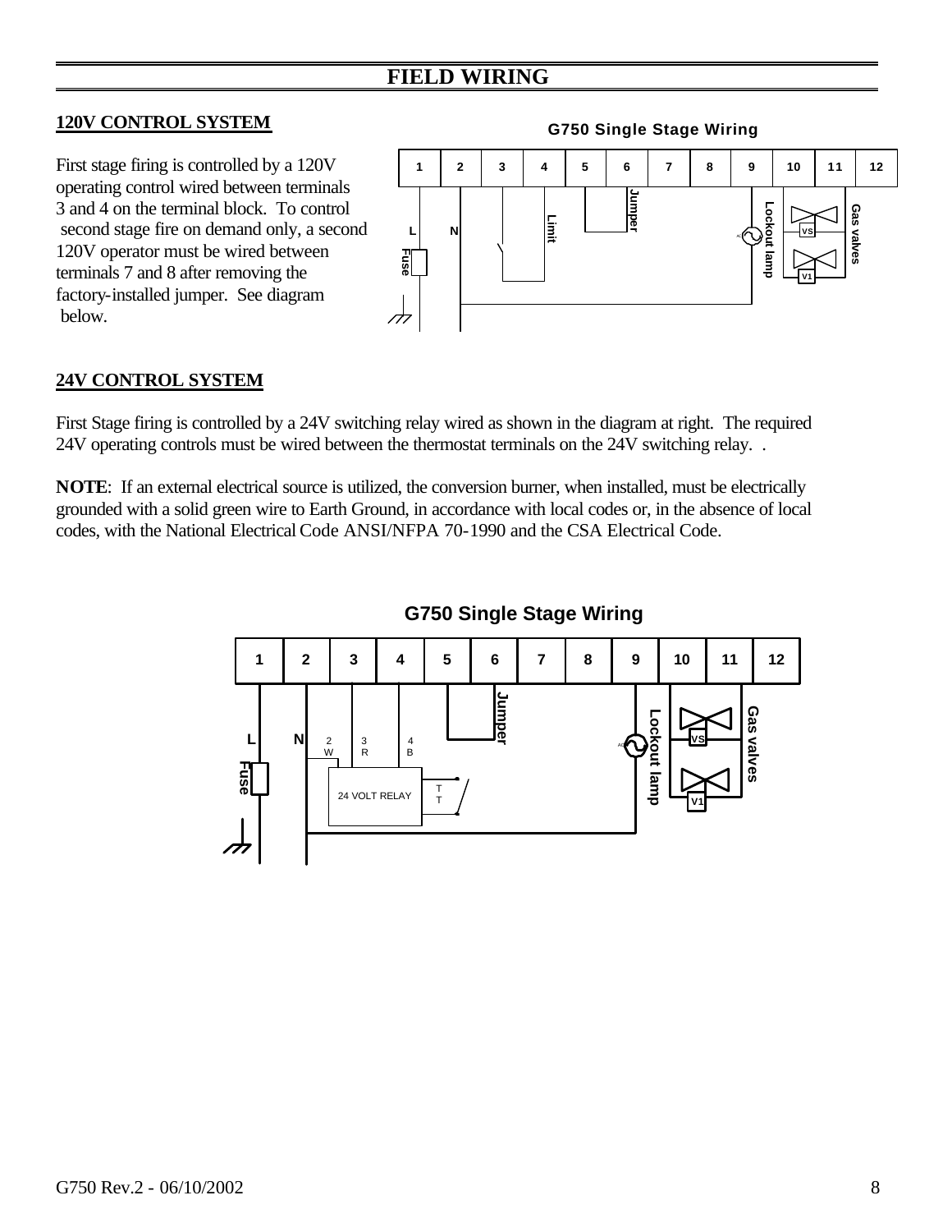# FIELD WIRING

## 120V CONTROL SYSTEM

First stage firing is controlled by a 120V operating control wired between terminals 3 and 4 on the terminal block. To control second stage fire on demand only, a second 120V operator must be wired between terminals 7 and 8 after removing the factory-installed jumper. See diagram below.

**G750 Single Stage Wiring**

| 1 | 2 | 3 | 4 | 5 | 6 | 7 | 8 | 9 | 10 | 11 | 12 |
|---|---|---|---|---|---|---|---|---|---|---|---|

L, N, Fuse, Limit, Jumper, Lockout lamp, Gas valves, VS, V1

## 24V CONTROL SYSTEM

First Stage firing is controlled by a 24V switching relay wired as shown in the diagram at right. The required 24V operating controls must be wired between the thermostat terminals on the 24V switching relay. .

**NOTE**: If an external electrical source is utilized, the conversion burner, when installed, must be electrically grounded with a solid green wire to Earth Ground, in accordance with local codes or, in the absence of local codes, with the National Electrical Code ANSI/NFPA 70-1990 and the CSA Electrical Code.

**G750 Single Stage Wiring**

| 1 | 2 | 3 | 4 | 5 | 6 | 7 | 8 | 9 | 10 | 11 | 12 |
|---|---|---|---|---|---|---|---|---|---|---|---|

L, N, Fuse, 2 W, 3 R, 4 B, 24 VOLT RELAY, T T, Jumper, Lockout lamp, Gas valves, VS, V1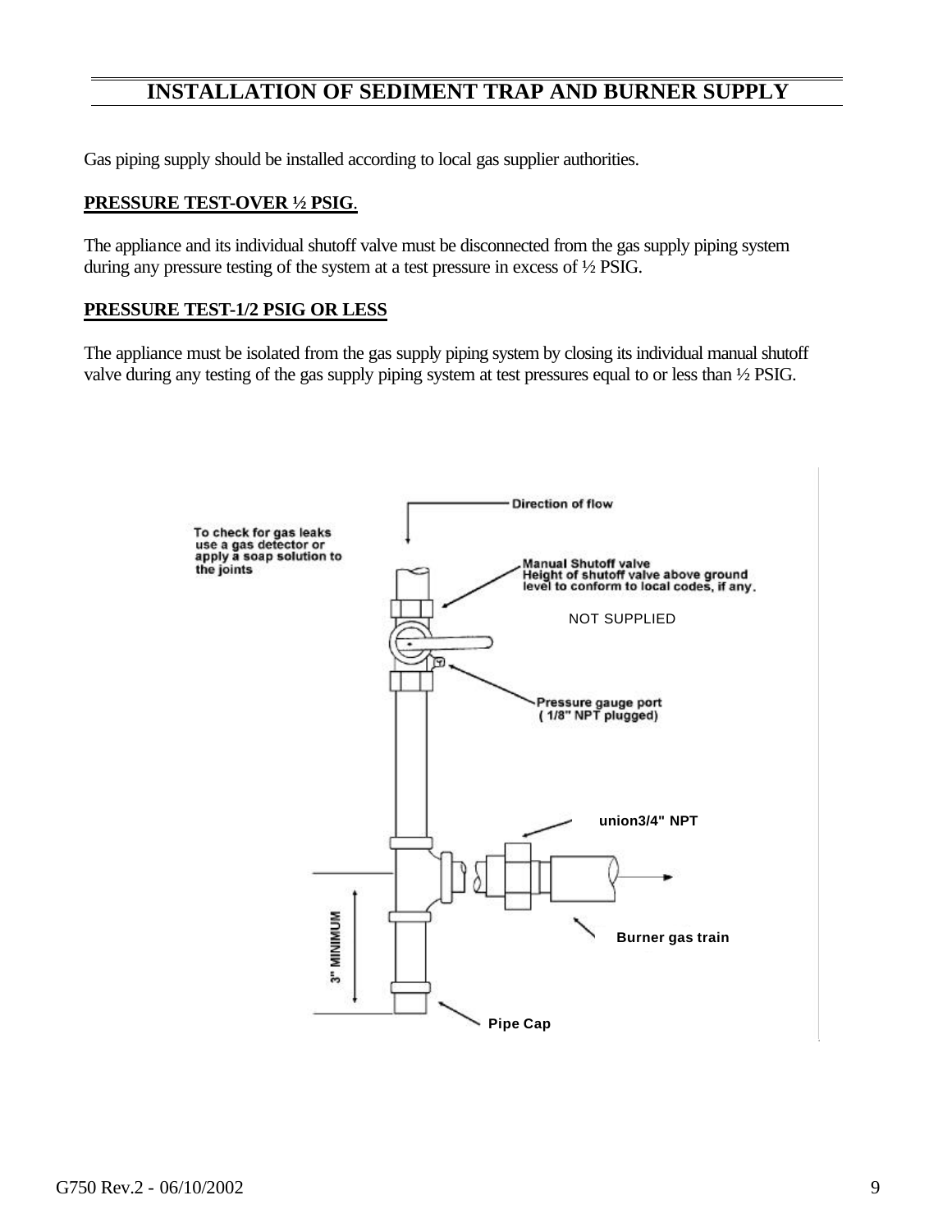## INSTALLATION OF SEDIMENT TRAP AND BURNER SUPPLY

Gas piping supply should be installed according to local gas supplier authorities.

**PRESSURE TEST-OVER ½ PSIG.**

The appliance and its individual shutoff valve must be disconnected from the gas supply piping system during any pressure testing of the system at a test pressure in excess of ½ PSIG.

**PRESSURE TEST-1/2 PSIG OR LESS**

The appliance must be isolated from the gas supply piping system by closing its individual manual shutoff valve during any testing of the gas supply piping system at test pressures equal to or less than ½ PSIG.

Direction of flow

To check for gas leaks use a gas detector or apply a soap solution to the joints

Manual Shutoff valve
Height of shutoff valve above ground level to conform to local codes, if any.

NOT SUPPLIED

Pressure gauge port
( 1/8" NPT plugged)

union3/4" NPT

Burner gas train

3" MINIMUM

Pipe Cap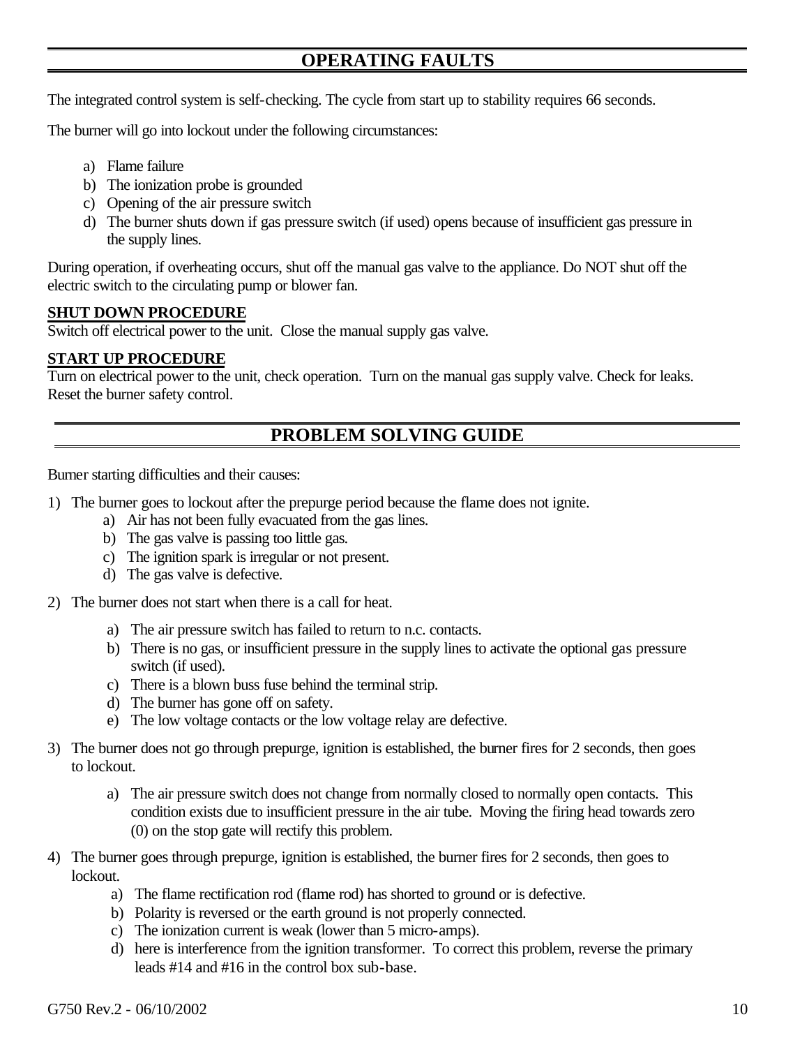## OPERATING FAULTS

The integrated control system is self-checking. The cycle from start up to stability requires 66 seconds.

The burner will go into lockout under the following circumstances:

a) Flame failure
b) The ionization probe is grounded
c) Opening of the air pressure switch
d) The burner shuts down if gas pressure switch (if used) opens because of insufficient gas pressure in the supply lines.

During operation, if overheating occurs, shut off the manual gas valve to the appliance. Do NOT shut off the electric switch to the circulating pump or blower fan.

**SHUT DOWN PROCEDURE**
Switch off electrical power to the unit. Close the manual supply gas valve.

**START UP PROCEDURE**
Turn on electrical power to the unit, check operation. Turn on the manual gas supply valve. Check for leaks. Reset the burner safety control.

## PROBLEM SOLVING GUIDE

Burner starting difficulties and their causes:

1) The burner goes to lockout after the prepurge period because the flame does not ignite.
   a) Air has not been fully evacuated from the gas lines.
   b) The gas valve is passing too little gas.
   c) The ignition spark is irregular or not present.
   d) The gas valve is defective.

2) The burner does not start when there is a call for heat.
   a) The air pressure switch has failed to return to n.c. contacts.
   b) There is no gas, or insufficient pressure in the supply lines to activate the optional gas pressure switch (if used).
   c) There is a blown buss fuse behind the terminal strip.
   d) The burner has gone off on safety.
   e) The low voltage contacts or the low voltage relay are defective.

3) The burner does not go through prepurge, ignition is established, the burner fires for 2 seconds, then goes to lockout.
   a) The air pressure switch does not change from normally closed to normally open contacts. This condition exists due to insufficient pressure in the air tube. Moving the firing head towards zero (0) on the stop gate will rectify this problem.

4) The burner goes through prepurge, ignition is established, the burner fires for 2 seconds, then goes to lockout.
   a) The flame rectification rod (flame rod) has shorted to ground or is defective.
   b) Polarity is reversed or the earth ground is not properly connected.
   c) The ionization current is weak (lower than 5 micro-amps).
   d) here is interference from the ignition transformer. To correct this problem, reverse the primary leads #14 and #16 in the control box sub-base.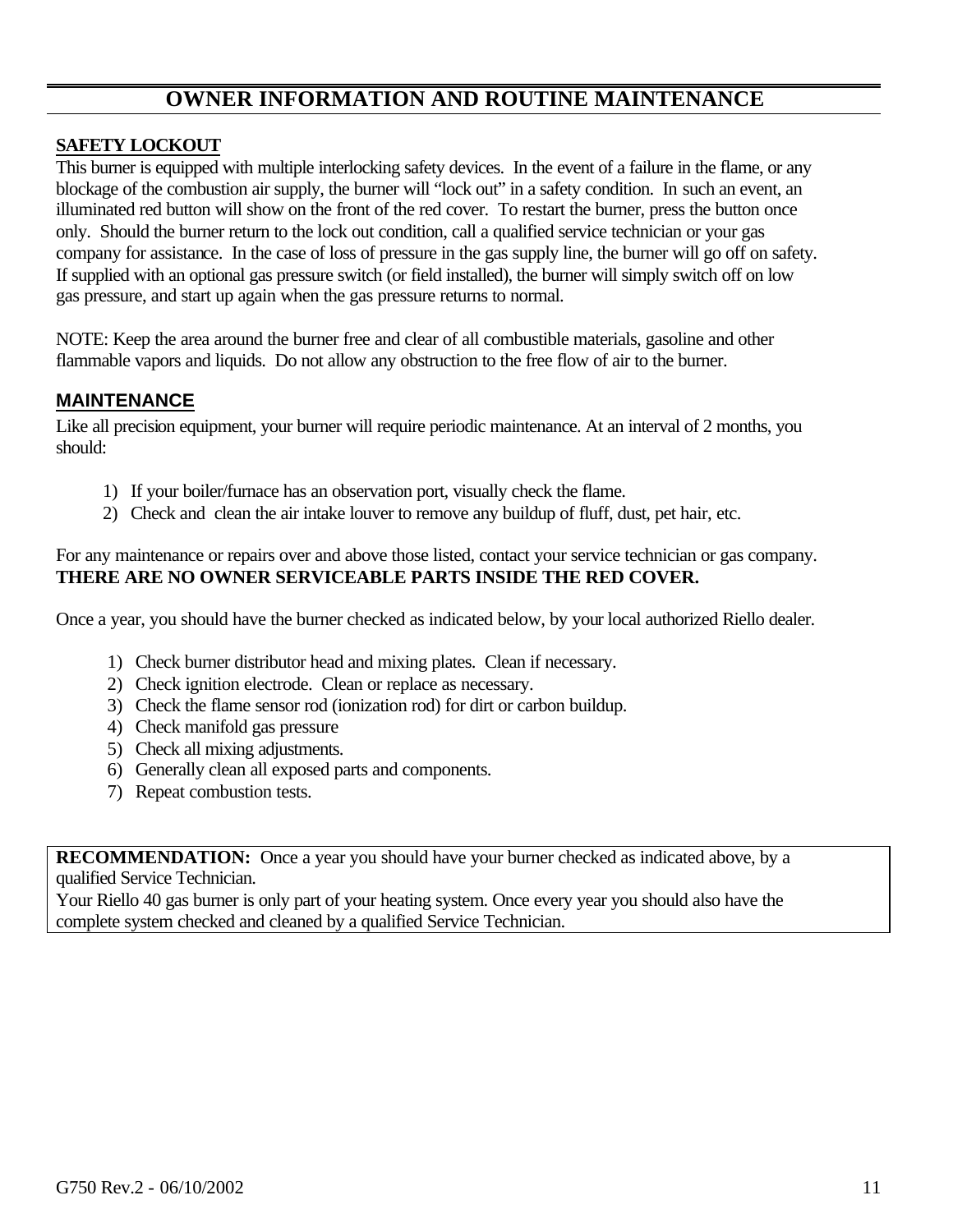# OWNER INFORMATION AND ROUTINE MAINTENANCE

## SAFETY LOCKOUT

This burner is equipped with multiple interlocking safety devices. In the event of a failure in the flame, or any blockage of the combustion air supply, the burner will "lock out" in a safety condition. In such an event, an illuminated red button will show on the front of the red cover. To restart the burner, press the button once only. Should the burner return to the lock out condition, call a qualified service technician or your gas company for assistance. In the case of loss of pressure in the gas supply line, the burner will go off on safety. If supplied with an optional gas pressure switch (or field installed), the burner will simply switch off on low gas pressure, and start up again when the gas pressure returns to normal.

NOTE: Keep the area around the burner free and clear of all combustible materials, gasoline and other flammable vapors and liquids. Do not allow any obstruction to the free flow of air to the burner.

## MAINTENANCE

Like all precision equipment, your burner will require periodic maintenance. At an interval of 2 months, you should:

1) If your boiler/furnace has an observation port, visually check the flame.
2) Check and clean the air intake louver to remove any buildup of fluff, dust, pet hair, etc.

For any maintenance or repairs over and above those listed, contact your service technician or gas company.
**THERE ARE NO OWNER SERVICEABLE PARTS INSIDE THE RED COVER.**

Once a year, you should have the burner checked as indicated below, by your local authorized Riello dealer.

1) Check burner distributor head and mixing plates. Clean if necessary.
2) Check ignition electrode. Clean or replace as necessary.
3) Check the flame sensor rod (ionization rod) for dirt or carbon buildup.
4) Check manifold gas pressure
5) Check all mixing adjustments.
6) Generally clean all exposed parts and components.
7) Repeat combustion tests.

**RECOMMENDATION:** Once a year you should have your burner checked as indicated above, by a qualified Service Technician.
Your Riello 40 gas burner is only part of your heating system. Once every year you should also have the complete system checked and cleaned by a qualified Service Technician.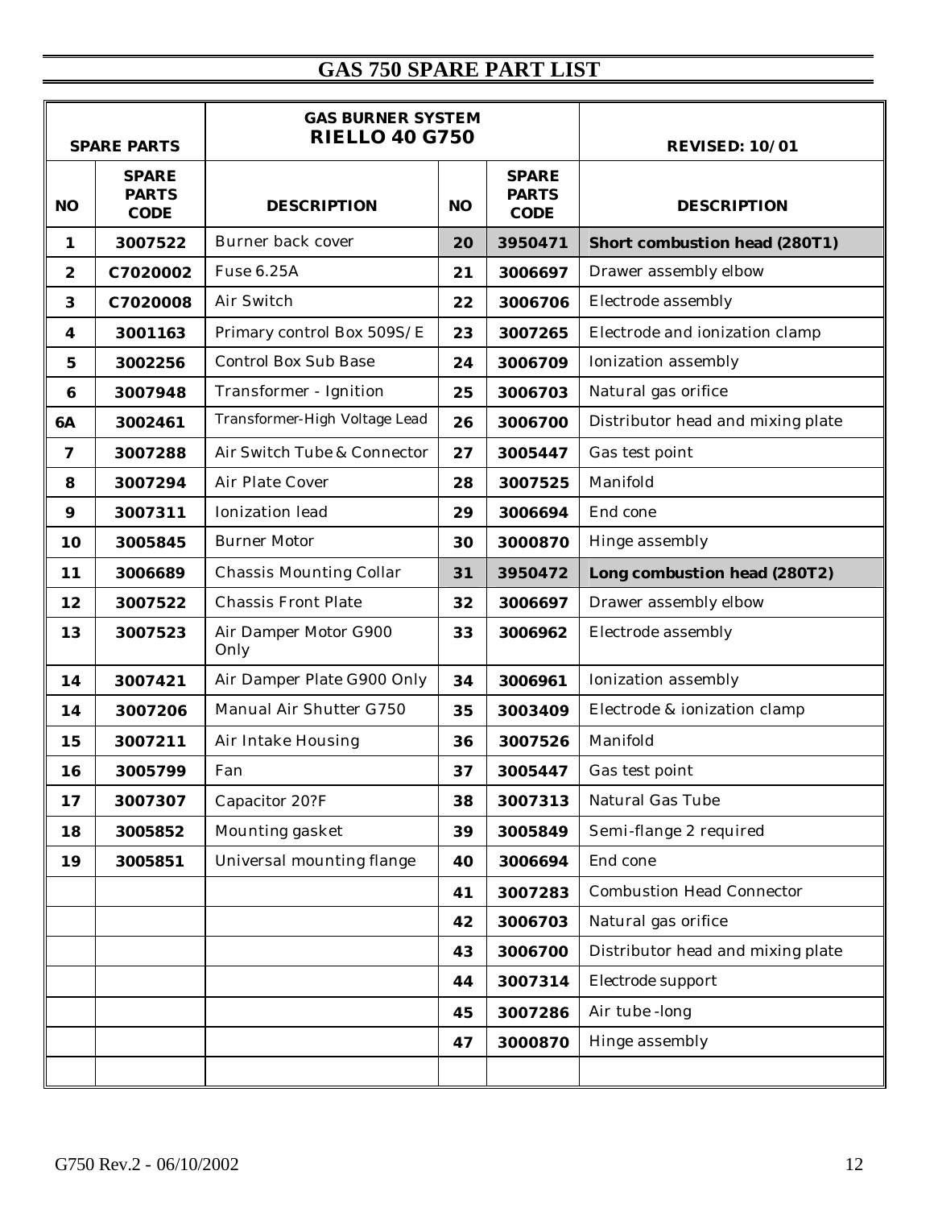# GAS 750 SPARE PART LIST

| SPARE PARTS | | GAS BURNER SYSTEM **RIELLO 40 G750** | | | REVISED: 10/01 |
|---|---|---|---|---|---|
| **NO** | **SPARE PARTS CODE** | **DESCRIPTION** | **NO** | **SPARE PARTS CODE** | **DESCRIPTION** |
| 1 | 3007522 | Burner back cover | 20 | 3950471 | **Short combustion head (280T1)** |
| 2 | C7020002 | Fuse 6.25A | 21 | 3006697 | Drawer assembly elbow |
| 3 | C7020008 | Air Switch | 22 | 3006706 | Electrode assembly |
| 4 | 3001163 | Primary control Box 509S/E | 23 | 3007265 | Electrode and ionization clamp |
| 5 | 3002256 | Control Box Sub Base | 24 | 3006709 | Ionization assembly |
| 6 | 3007948 | Transformer - Ignition | 25 | 3006703 | Natural gas orifice |
| 6A | 3002461 | Transformer-High Voltage Lead | 26 | 3006700 | Distributor head and mixing plate |
| 7 | 3007288 | Air Switch Tube & Connector | 27 | 3005447 | Gas test point |
| 8 | 3007294 | Air Plate Cover | 28 | 3007525 | Manifold |
| 9 | 3007311 | Ionization lead | 29 | 3006694 | End cone |
| 10 | 3005845 | Burner Motor | 30 | 3000870 | Hinge assembly |
| 11 | 3006689 | Chassis Mounting Collar | 31 | 3950472 | **Long combustion head (280T2)** |
| 12 | 3007522 | Chassis Front Plate | 32 | 3006697 | Drawer assembly elbow |
| 13 | 3007523 | Air Damper Motor G900 Only | 33 | 3006962 | Electrode assembly |
| 14 | 3007421 | Air Damper Plate G900 Only | 34 | 3006961 | Ionization assembly |
| 14 | 3007206 | Manual Air Shutter G750 | 35 | 3003409 | Electrode & ionization clamp |
| 15 | 3007211 | Air Intake Housing | 36 | 3007526 | Manifold |
| 16 | 3005799 | Fan | 37 | 3005447 | Gas test point |
| 17 | 3007307 | Capacitor 20?F | 38 | 3007313 | Natural Gas Tube |
| 18 | 3005852 | Mounting gasket | 39 | 3005849 | Semi-flange 2 required |
| 19 | 3005851 | Universal mounting flange | 40 | 3006694 | End cone |
| | | | 41 | 3007283 | Combustion Head Connector |
| | | | 42 | 3006703 | Natural gas orifice |
| | | | 43 | 3006700 | Distributor head and mixing plate |
| | | | 44 | 3007314 | Electrode support |
| | | | 45 | 3007286 | Air tube -long |
| | | | 47 | 3000870 | Hinge assembly |
| | | | | | |

G750 Rev.2 - 06/10/2002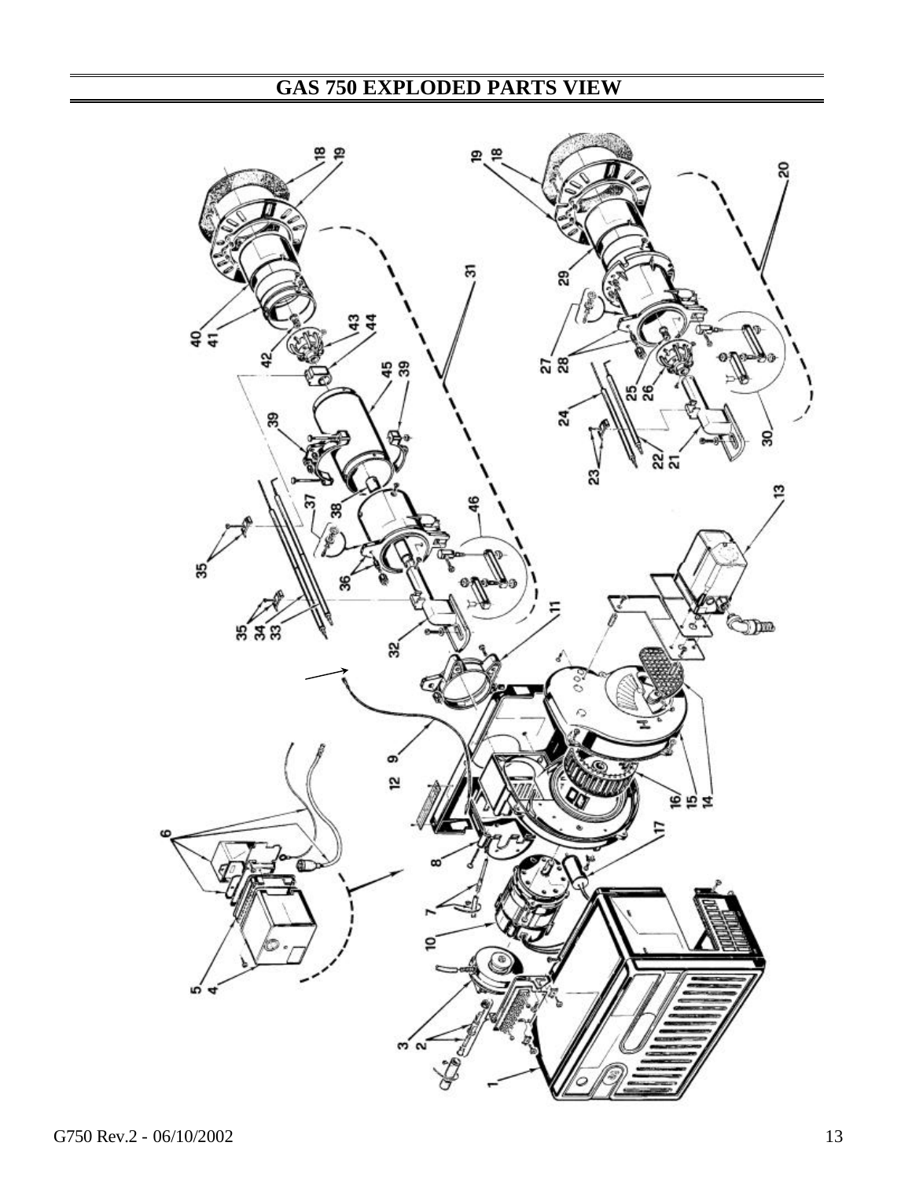# GAS 750 EXPLODED PARTS VIEW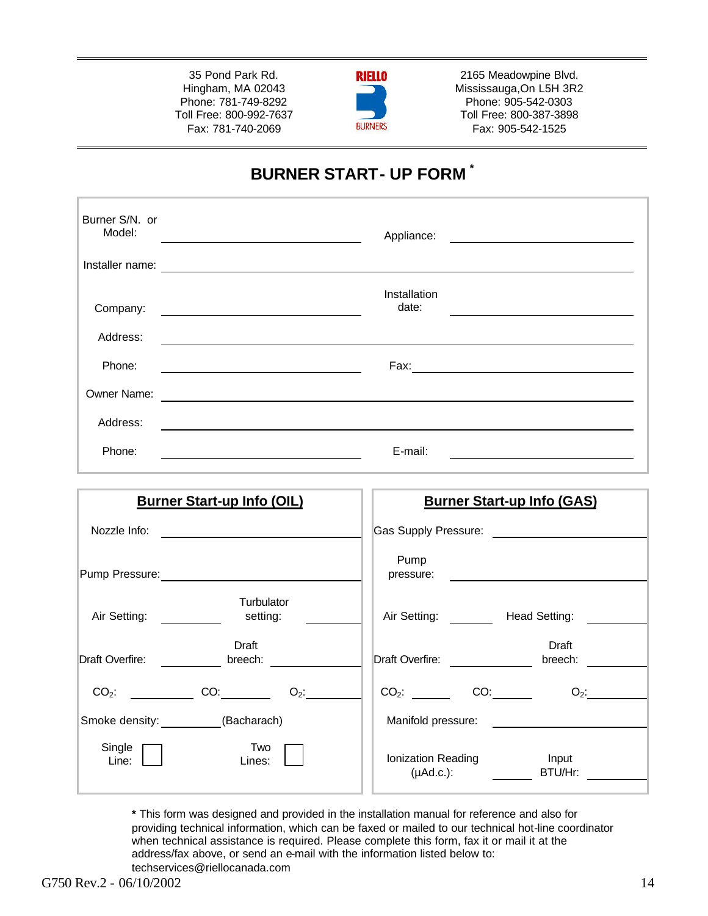35 Pond Park Rd.
Hingham, MA 02043
Phone: 781-749-8292
Toll Free: 800-992-7637
Fax: 781-740-2069

RIELLO BURNERS

2165 Meadowpine Blvd.
Mississauga,On L5H 3R2
Phone: 905-542-0303
Toll Free: 800-387-3898
Fax: 905-542-1525

# BURNER START- UP FORM *

| | | | |
|---|---|---|---|
| Burner S/N. or Model: | ____________________ | Appliance: | ____________________ |
| Installer name: | ____________________ | | |
| Company: | ____________________ | Installation date: | ____________________ |
| Address: | ____________________ | | |
| Phone: | ____________________ | Fax: | ____________________ |
| Owner Name: | ____________________ | | |
| Address: | ____________________ | | |
| Phone: | ____________________ | E-mail: | ____________________ |

## Burner Start-up Info (OIL)

Nozzle Info: ____________________

Pump Pressure: ____________________

Air Setting: __________ Turbulator setting: __________

Draft Overfire: __________ Draft breech: __________

$CO_2$: __________ CO: __________ $O_2$: __________

Smoke density: __________ (Bacharach)

Single Line: ☐ Two Lines: ☐

## Burner Start-up Info (GAS)

Gas Supply Pressure: ____________________

Pump pressure: ____________________

Air Setting: __________ Head Setting: __________

Draft Overfire: __________ Draft breech: __________

$CO_2$: __________ CO: __________ $O_2$: __________

Manifold pressure: ____________________

Ionization Reading (μAd.c.): __________ Input BTU/Hr: __________

**\*** This form was designed and provided in the installation manual for reference and also for providing technical information, which can be faxed or mailed to our technical hot-line coordinator when technical assistance is required. Please complete this form, fax it or mail it at the address/fax above, or send an e-mail with the information listed below to: techservices@riellocanada.com

G750 Rev.2 - 06/10/2002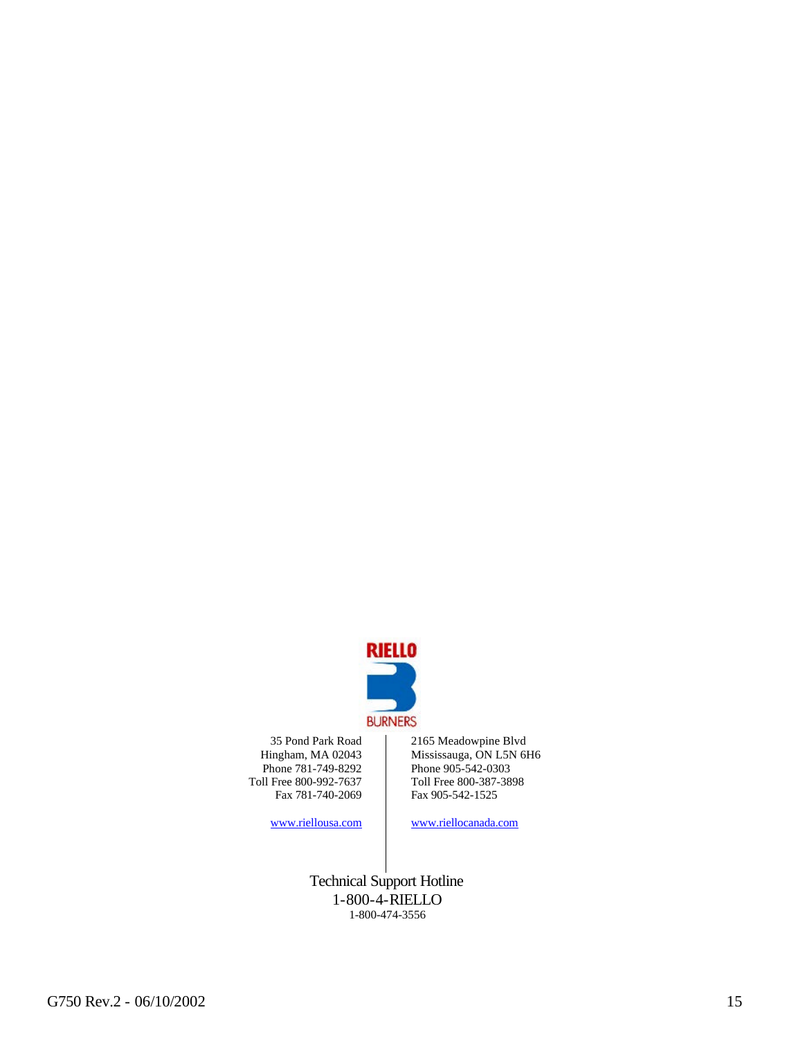RIELLO

BURNERS

35 Pond Park Road
Hingham, MA 02043
Phone 781-749-8292
Toll Free 800-992-7637
Fax 781-740-2069

www.riellousa.com

2165 Meadowpine Blvd
Mississauga, ON L5N 6H6
Phone 905-542-0303
Toll Free 800-387-3898
Fax 905-542-1525

www.riellocanada.com

Technical Support Hotline
1-800-4-RIELLO
1-800-474-3556